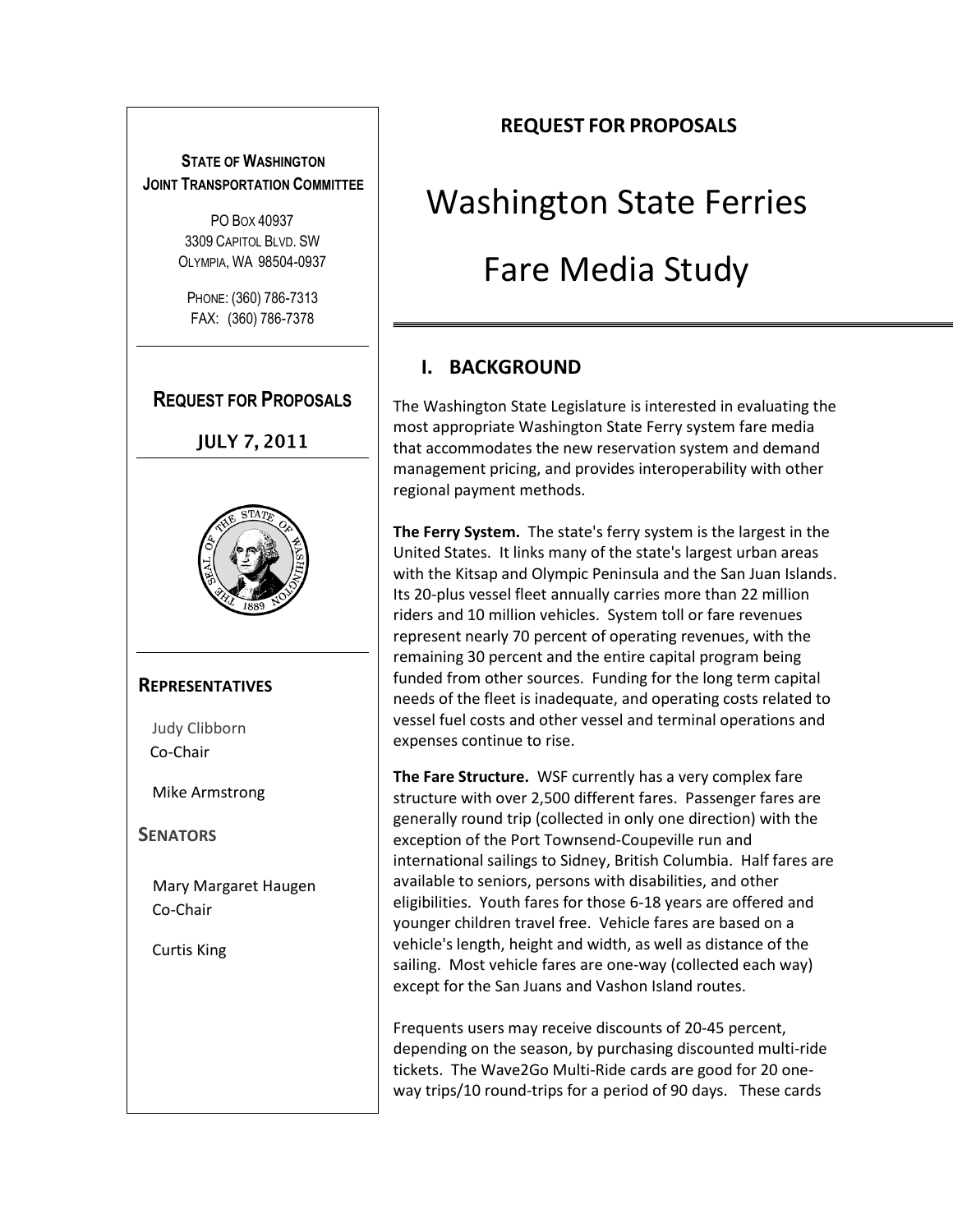**STATE OF WASHINGTON**
**JOINT TRANSPORTATION COMMITTEE**

PO BOX 40937
3309 CAPITOL BLVD. SW
OLYMPIA, WA 98504-0937

PHONE: (360) 786-7313
FAX: (360) 786-7378

**REQUEST FOR PROPOSALS**

**JULY 7, 2011**

**REPRESENTATIVES**

Judy Clibborn
Co-Chair

Mike Armstrong

**SENATORS**

Mary Margaret Haugen
Co-Chair

Curtis King

**REQUEST FOR PROPOSALS**

# Washington State Ferries Fare Media Study

## I. BACKGROUND

The Washington State Legislature is interested in evaluating the most appropriate Washington State Ferry system fare media that accommodates the new reservation system and demand management pricing, and provides interoperability with other regional payment methods.

**The Ferry System.** The state's ferry system is the largest in the United States. It links many of the state's largest urban areas with the Kitsap and Olympic Peninsula and the San Juan Islands. Its 20-plus vessel fleet annually carries more than 22 million riders and 10 million vehicles. System toll or fare revenues represent nearly 70 percent of operating revenues, with the remaining 30 percent and the entire capital program being funded from other sources. Funding for the long term capital needs of the fleet is inadequate, and operating costs related to vessel fuel costs and other vessel and terminal operations and expenses continue to rise.

**The Fare Structure.** WSF currently has a very complex fare structure with over 2,500 different fares. Passenger fares are generally round trip (collected in only one direction) with the exception of the Port Townsend-Coupeville run and international sailings to Sidney, British Columbia. Half fares are available to seniors, persons with disabilities, and other eligibilities. Youth fares for those 6-18 years are offered and younger children travel free. Vehicle fares are based on a vehicle's length, height and width, as well as distance of the sailing. Most vehicle fares are one-way (collected each way) except for the San Juans and Vashon Island routes.

Frequents users may receive discounts of 20-45 percent, depending on the season, by purchasing discounted multi-ride tickets. The Wave2Go Multi-Ride cards are good for 20 one-way trips/10 round-trips for a period of 90 days. These cards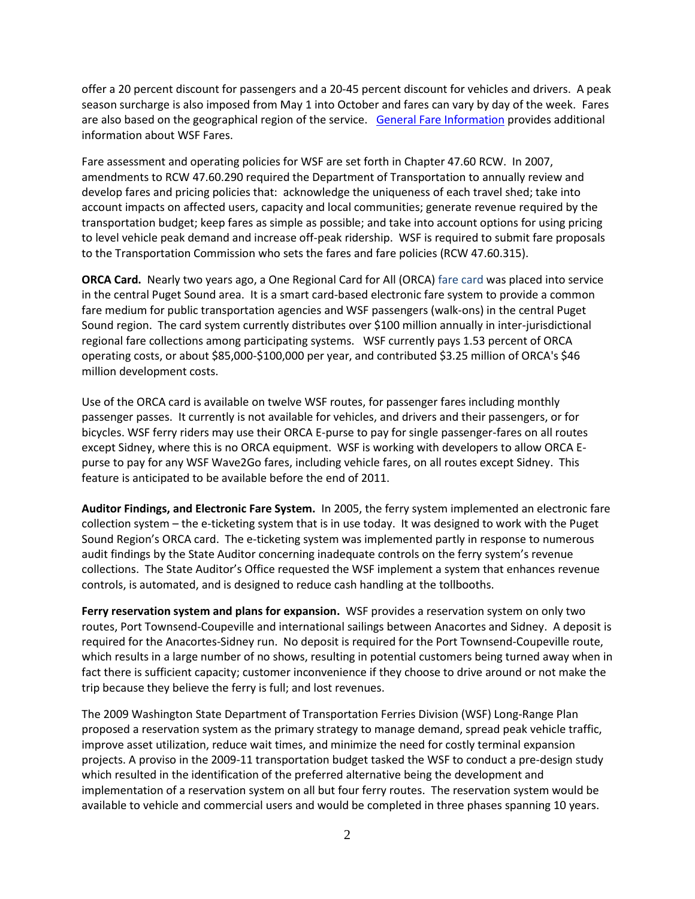offer a 20 percent discount for passengers and a 20-45 percent discount for vehicles and drivers. A peak season surcharge is also imposed from May 1 into October and fares can vary by day of the week. Fares are also based on the geographical region of the service. [General Fare Information] provides additional information about WSF Fares.

Fare assessment and operating policies for WSF are set forth in Chapter 47.60 RCW. In 2007, amendments to RCW 47.60.290 required the Department of Transportation to annually review and develop fares and pricing policies that: acknowledge the uniqueness of each travel shed; take into account impacts on affected users, capacity and local communities; generate revenue required by the transportation budget; keep fares as simple as possible; and take into account options for using pricing to level vehicle peak demand and increase off-peak ridership. WSF is required to submit fare proposals to the Transportation Commission who sets the fares and fare policies (RCW 47.60.315).

**ORCA Card.** Nearly two years ago, a One Regional Card for All (ORCA) fare card was placed into service in the central Puget Sound area. It is a smart card-based electronic fare system to provide a common fare medium for public transportation agencies and WSF passengers (walk-ons) in the central Puget Sound region. The card system currently distributes over $100 million annually in inter-jurisdictional regional fare collections among participating systems. WSF currently pays 1.53 percent of ORCA operating costs, or about $85,000-$100,000 per year, and contributed $3.25 million of ORCA's $46 million development costs.

Use of the ORCA card is available on twelve WSF routes, for passenger fares including monthly passenger passes. It currently is not available for vehicles, and drivers and their passengers, or for bicycles. WSF ferry riders may use their ORCA E-purse to pay for single passenger-fares on all routes except Sidney, where this is no ORCA equipment. WSF is working with developers to allow ORCA E-purse to pay for any WSF Wave2Go fares, including vehicle fares, on all routes except Sidney. This feature is anticipated to be available before the end of 2011.

**Auditor Findings, and Electronic Fare System.** In 2005, the ferry system implemented an electronic fare collection system – the e-ticketing system that is in use today. It was designed to work with the Puget Sound Region's ORCA card. The e-ticketing system was implemented partly in response to numerous audit findings by the State Auditor concerning inadequate controls on the ferry system's revenue collections. The State Auditor's Office requested the WSF implement a system that enhances revenue controls, is automated, and is designed to reduce cash handling at the tollbooths.

**Ferry reservation system and plans for expansion.** WSF provides a reservation system on only two routes, Port Townsend-Coupeville and international sailings between Anacortes and Sidney. A deposit is required for the Anacortes-Sidney run. No deposit is required for the Port Townsend-Coupeville route, which results in a large number of no shows, resulting in potential customers being turned away when in fact there is sufficient capacity; customer inconvenience if they choose to drive around or not make the trip because they believe the ferry is full; and lost revenues.

The 2009 Washington State Department of Transportation Ferries Division (WSF) Long-Range Plan proposed a reservation system as the primary strategy to manage demand, spread peak vehicle traffic, improve asset utilization, reduce wait times, and minimize the need for costly terminal expansion projects. A proviso in the 2009-11 transportation budget tasked the WSF to conduct a pre-design study which resulted in the identification of the preferred alternative being the development and implementation of a reservation system on all but four ferry routes. The reservation system would be available to vehicle and commercial users and would be completed in three phases spanning 10 years.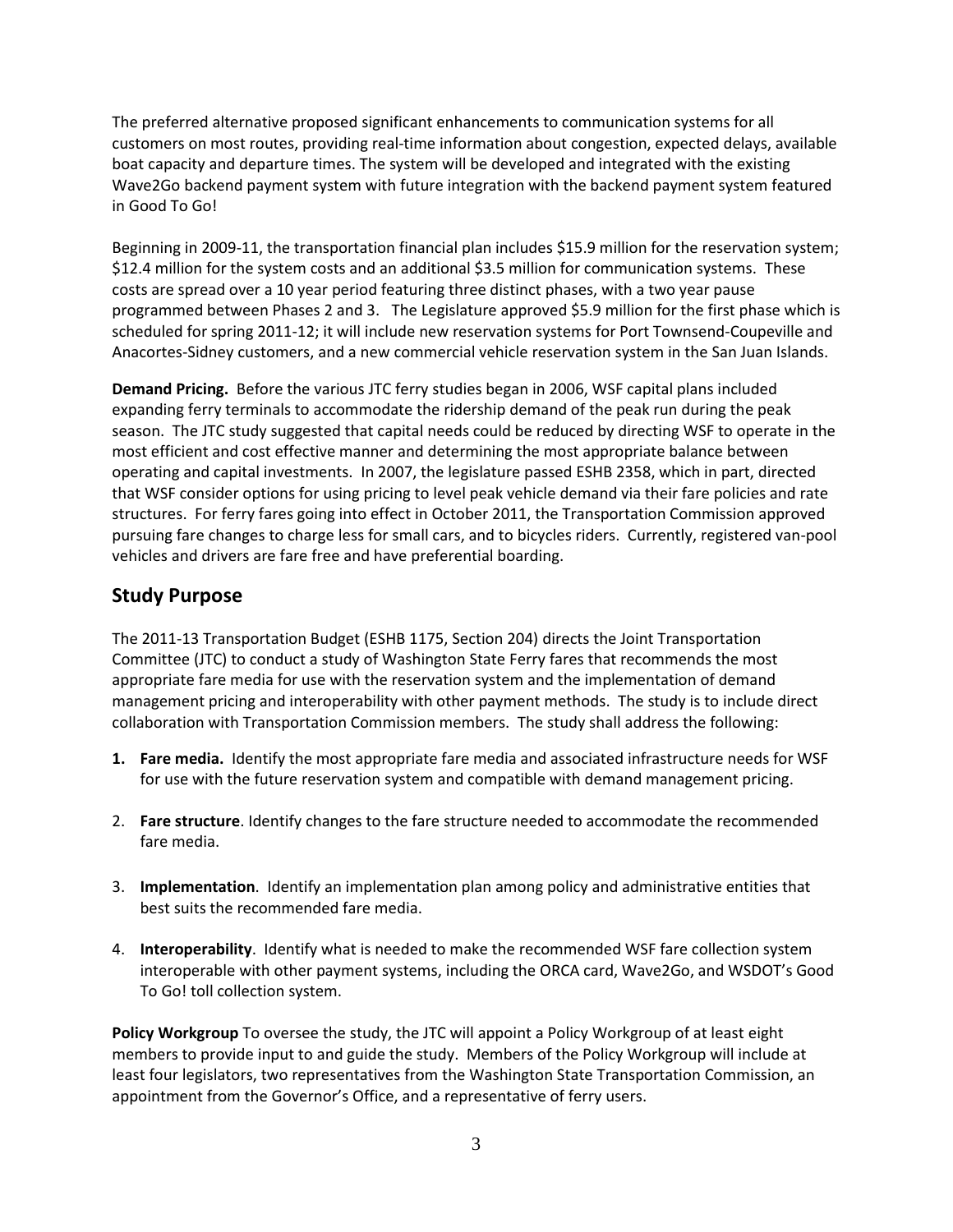The preferred alternative proposed significant enhancements to communication systems for all customers on most routes, providing real-time information about congestion, expected delays, available boat capacity and departure times. The system will be developed and integrated with the existing Wave2Go backend payment system with future integration with the backend payment system featured in Good To Go!

Beginning in 2009-11, the transportation financial plan includes $15.9 million for the reservation system; $12.4 million for the system costs and an additional $3.5 million for communication systems. These costs are spread over a 10 year period featuring three distinct phases, with a two year pause programmed between Phases 2 and 3. The Legislature approved $5.9 million for the first phase which is scheduled for spring 2011-12; it will include new reservation systems for Port Townsend-Coupeville and Anacortes-Sidney customers, and a new commercial vehicle reservation system in the San Juan Islands.

**Demand Pricing.** Before the various JTC ferry studies began in 2006, WSF capital plans included expanding ferry terminals to accommodate the ridership demand of the peak run during the peak season. The JTC study suggested that capital needs could be reduced by directing WSF to operate in the most efficient and cost effective manner and determining the most appropriate balance between operating and capital investments. In 2007, the legislature passed ESHB 2358, which in part, directed that WSF consider options for using pricing to level peak vehicle demand via their fare policies and rate structures. For ferry fares going into effect in October 2011, the Transportation Commission approved pursuing fare changes to charge less for small cars, and to bicycles riders. Currently, registered van-pool vehicles and drivers are fare free and have preferential boarding.

## Study Purpose

The 2011-13 Transportation Budget (ESHB 1175, Section 204) directs the Joint Transportation Committee (JTC) to conduct a study of Washington State Ferry fares that recommends the most appropriate fare media for use with the reservation system and the implementation of demand management pricing and interoperability with other payment methods. The study is to include direct collaboration with Transportation Commission members. The study shall address the following:

1. **Fare media.** Identify the most appropriate fare media and associated infrastructure needs for WSF for use with the future reservation system and compatible with demand management pricing.

2. **Fare structure**. Identify changes to the fare structure needed to accommodate the recommended fare media.

3. **Implementation**. Identify an implementation plan among policy and administrative entities that best suits the recommended fare media.

4. **Interoperability**. Identify what is needed to make the recommended WSF fare collection system interoperable with other payment systems, including the ORCA card, Wave2Go, and WSDOT's Good To Go! toll collection system.

**Policy Workgroup** To oversee the study, the JTC will appoint a Policy Workgroup of at least eight members to provide input to and guide the study. Members of the Policy Workgroup will include at least four legislators, two representatives from the Washington State Transportation Commission, an appointment from the Governor's Office, and a representative of ferry users.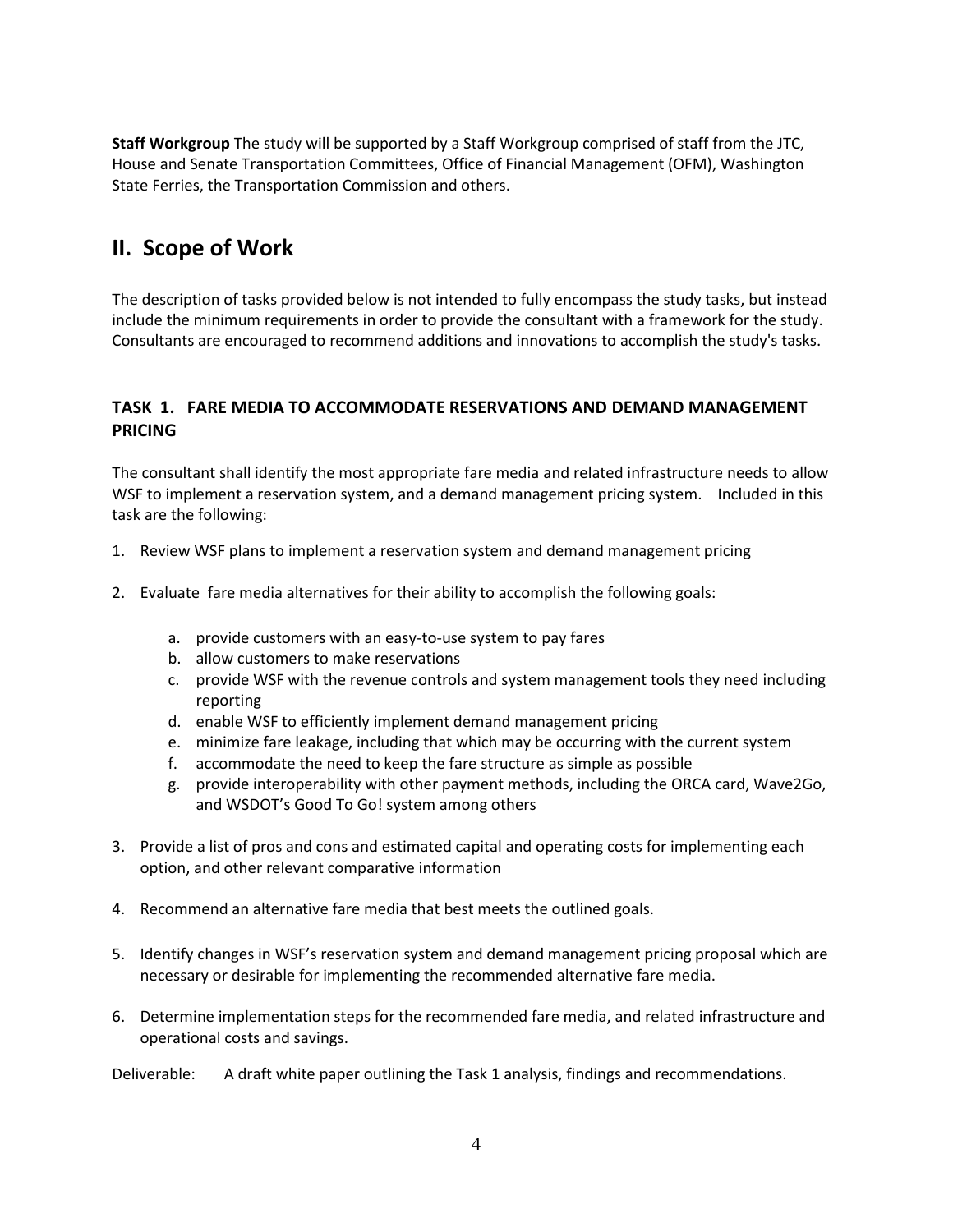**Staff Workgroup** The study will be supported by a Staff Workgroup comprised of staff from the JTC, House and Senate Transportation Committees, Office of Financial Management (OFM), Washington State Ferries, the Transportation Commission and others.

## II. Scope of Work

The description of tasks provided below is not intended to fully encompass the study tasks, but instead include the minimum requirements in order to provide the consultant with a framework for the study. Consultants are encouraged to recommend additions and innovations to accomplish the study's tasks.

### TASK 1. FARE MEDIA TO ACCOMMODATE RESERVATIONS AND DEMAND MANAGEMENT PRICING

The consultant shall identify the most appropriate fare media and related infrastructure needs to allow WSF to implement a reservation system, and a demand management pricing system. Included in this task are the following:

1. Review WSF plans to implement a reservation system and demand management pricing

2. Evaluate fare media alternatives for their ability to accomplish the following goals:

   a. provide customers with an easy-to-use system to pay fares
   b. allow customers to make reservations
   c. provide WSF with the revenue controls and system management tools they need including reporting
   d. enable WSF to efficiently implement demand management pricing
   e. minimize fare leakage, including that which may be occurring with the current system
   f. accommodate the need to keep the fare structure as simple as possible
   g. provide interoperability with other payment methods, including the ORCA card, Wave2Go, and WSDOT's Good To Go! system among others

3. Provide a list of pros and cons and estimated capital and operating costs for implementing each option, and other relevant comparative information

4. Recommend an alternative fare media that best meets the outlined goals.

5. Identify changes in WSF's reservation system and demand management pricing proposal which are necessary or desirable for implementing the recommended alternative fare media.

6. Determine implementation steps for the recommended fare media, and related infrastructure and operational costs and savings.

Deliverable: A draft white paper outlining the Task 1 analysis, findings and recommendations.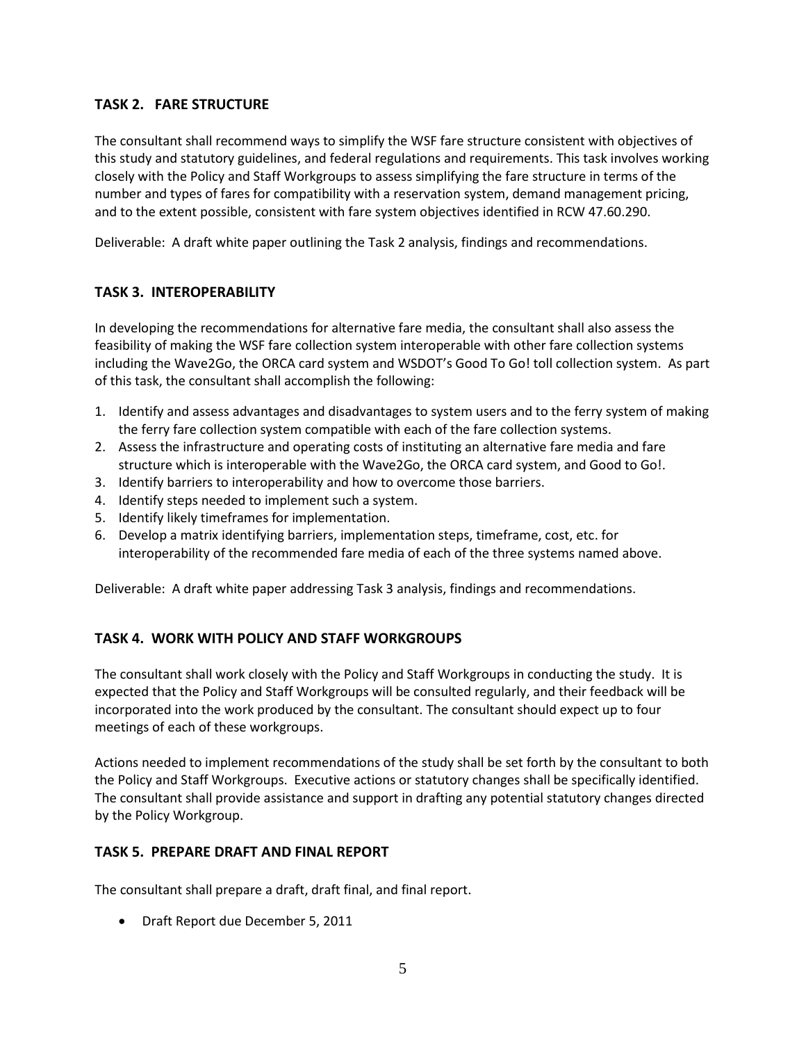### TASK 2. FARE STRUCTURE

The consultant shall recommend ways to simplify the WSF fare structure consistent with objectives of this study and statutory guidelines, and federal regulations and requirements. This task involves working closely with the Policy and Staff Workgroups to assess simplifying the fare structure in terms of the number and types of fares for compatibility with a reservation system, demand management pricing, and to the extent possible, consistent with fare system objectives identified in RCW 47.60.290.

Deliverable: A draft white paper outlining the Task 2 analysis, findings and recommendations.

### TASK 3. INTEROPERABILITY

In developing the recommendations for alternative fare media, the consultant shall also assess the feasibility of making the WSF fare collection system interoperable with other fare collection systems including the Wave2Go, the ORCA card system and WSDOT's Good To Go! toll collection system. As part of this task, the consultant shall accomplish the following:

1. Identify and assess advantages and disadvantages to system users and to the ferry system of making the ferry fare collection system compatible with each of the fare collection systems.
2. Assess the infrastructure and operating costs of instituting an alternative fare media and fare structure which is interoperable with the Wave2Go, the ORCA card system, and Good to Go!.
3. Identify barriers to interoperability and how to overcome those barriers.
4. Identify steps needed to implement such a system.
5. Identify likely timeframes for implementation.
6. Develop a matrix identifying barriers, implementation steps, timeframe, cost, etc. for interoperability of the recommended fare media of each of the three systems named above.

Deliverable: A draft white paper addressing Task 3 analysis, findings and recommendations.

### TASK 4. WORK WITH POLICY AND STAFF WORKGROUPS

The consultant shall work closely with the Policy and Staff Workgroups in conducting the study. It is expected that the Policy and Staff Workgroups will be consulted regularly, and their feedback will be incorporated into the work produced by the consultant. The consultant should expect up to four meetings of each of these workgroups.

Actions needed to implement recommendations of the study shall be set forth by the consultant to both the Policy and Staff Workgroups. Executive actions or statutory changes shall be specifically identified. The consultant shall provide assistance and support in drafting any potential statutory changes directed by the Policy Workgroup.

### TASK 5. PREPARE DRAFT AND FINAL REPORT

The consultant shall prepare a draft, draft final, and final report.

- Draft Report due December 5, 2011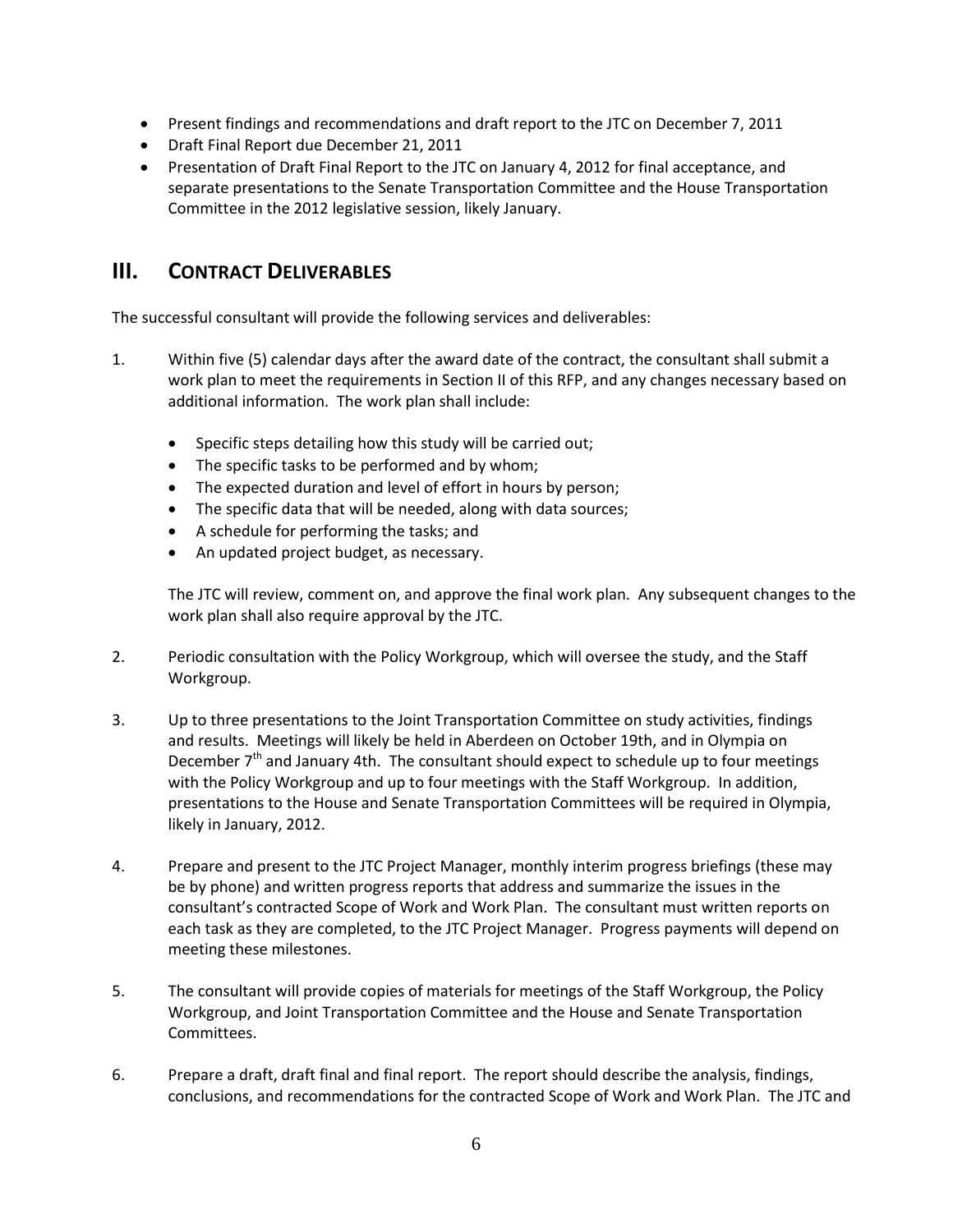- Present findings and recommendations and draft report to the JTC on December 7, 2011
- Draft Final Report due December 21, 2011
- Presentation of Draft Final Report to the JTC on January 4, 2012 for final acceptance, and separate presentations to the Senate Transportation Committee and the House Transportation Committee in the 2012 legislative session, likely January.

## III. CONTRACT DELIVERABLES

The successful consultant will provide the following services and deliverables:

1. Within five (5) calendar days after the award date of the contract, the consultant shall submit a work plan to meet the requirements in Section II of this RFP, and any changes necessary based on additional information. The work plan shall include:

   - Specific steps detailing how this study will be carried out;
   - The specific tasks to be performed and by whom;
   - The expected duration and level of effort in hours by person;
   - The specific data that will be needed, along with data sources;
   - A schedule for performing the tasks; and
   - An updated project budget, as necessary.

   The JTC will review, comment on, and approve the final work plan. Any subsequent changes to the work plan shall also require approval by the JTC.

2. Periodic consultation with the Policy Workgroup, which will oversee the study, and the Staff Workgroup.

3. Up to three presentations to the Joint Transportation Committee on study activities, findings and results. Meetings will likely be held in Aberdeen on October 19th, and in Olympia on December 7th and January 4th. The consultant should expect to schedule up to four meetings with the Policy Workgroup and up to four meetings with the Staff Workgroup. In addition, presentations to the House and Senate Transportation Committees will be required in Olympia, likely in January, 2012.

4. Prepare and present to the JTC Project Manager, monthly interim progress briefings (these may be by phone) and written progress reports that address and summarize the issues in the consultant's contracted Scope of Work and Work Plan. The consultant must written reports on each task as they are completed, to the JTC Project Manager. Progress payments will depend on meeting these milestones.

5. The consultant will provide copies of materials for meetings of the Staff Workgroup, the Policy Workgroup, and Joint Transportation Committee and the House and Senate Transportation Committees.

6. Prepare a draft, draft final and final report. The report should describe the analysis, findings, conclusions, and recommendations for the contracted Scope of Work and Work Plan. The JTC and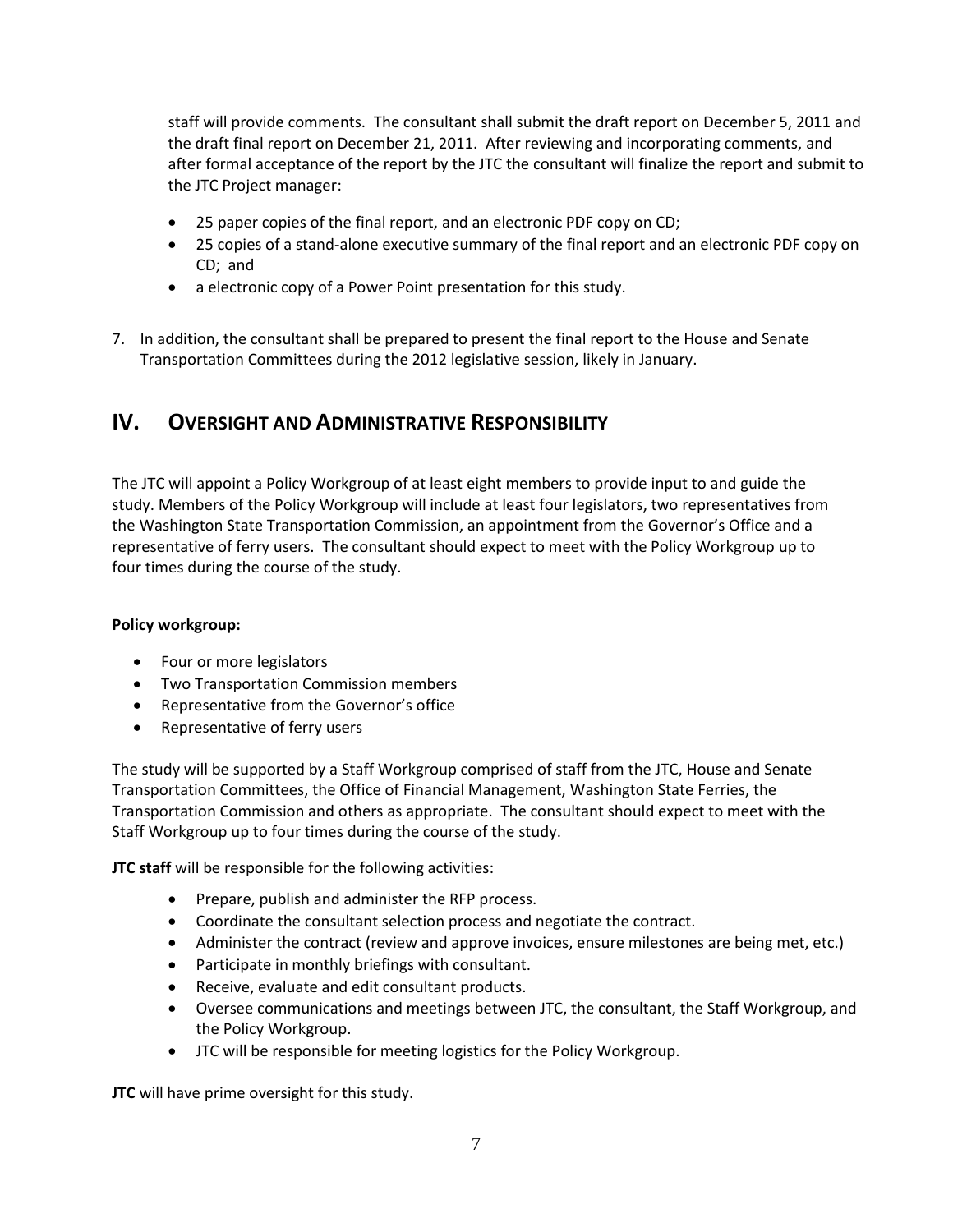staff will provide comments. The consultant shall submit the draft report on December 5, 2011 and the draft final report on December 21, 2011. After reviewing and incorporating comments, and after formal acceptance of the report by the JTC the consultant will finalize the report and submit to the JTC Project manager:

- 25 paper copies of the final report, and an electronic PDF copy on CD;
- 25 copies of a stand-alone executive summary of the final report and an electronic PDF copy on CD; and
- a electronic copy of a Power Point presentation for this study.

7. In addition, the consultant shall be prepared to present the final report to the House and Senate Transportation Committees during the 2012 legislative session, likely in January.

## IV. Oversight and Administrative Responsibility

The JTC will appoint a Policy Workgroup of at least eight members to provide input to and guide the study. Members of the Policy Workgroup will include at least four legislators, two representatives from the Washington State Transportation Commission, an appointment from the Governor's Office and a representative of ferry users. The consultant should expect to meet with the Policy Workgroup up to four times during the course of the study.

**Policy workgroup:**

- Four or more legislators
- Two Transportation Commission members
- Representative from the Governor's office
- Representative of ferry users

The study will be supported by a Staff Workgroup comprised of staff from the JTC, House and Senate Transportation Committees, the Office of Financial Management, Washington State Ferries, the Transportation Commission and others as appropriate. The consultant should expect to meet with the Staff Workgroup up to four times during the course of the study.

**JTC staff** will be responsible for the following activities:

- Prepare, publish and administer the RFP process.
- Coordinate the consultant selection process and negotiate the contract.
- Administer the contract (review and approve invoices, ensure milestones are being met, etc.)
- Participate in monthly briefings with consultant.
- Receive, evaluate and edit consultant products.
- Oversee communications and meetings between JTC, the consultant, the Staff Workgroup, and the Policy Workgroup.
- JTC will be responsible for meeting logistics for the Policy Workgroup.

**JTC** will have prime oversight for this study.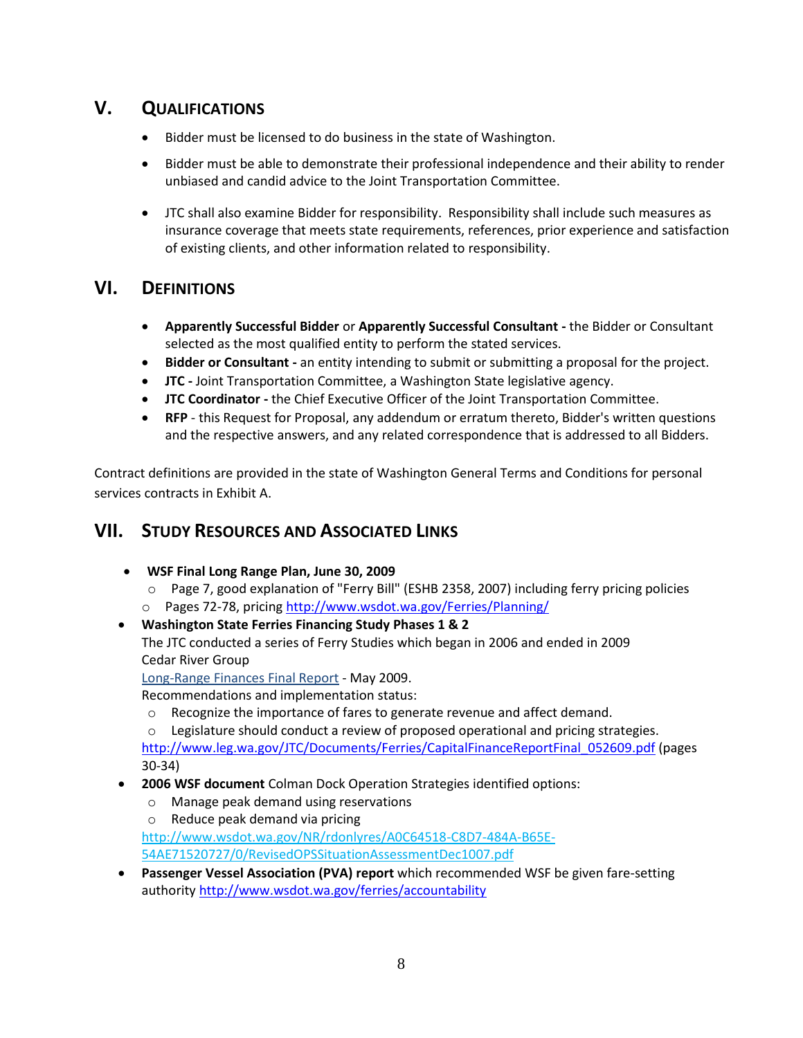## V. QUALIFICATIONS

- Bidder must be licensed to do business in the state of Washington.
- Bidder must be able to demonstrate their professional independence and their ability to render unbiased and candid advice to the Joint Transportation Committee.
- JTC shall also examine Bidder for responsibility. Responsibility shall include such measures as insurance coverage that meets state requirements, references, prior experience and satisfaction of existing clients, and other information related to responsibility.

## VI. DEFINITIONS

- **Apparently Successful Bidder** or **Apparently Successful Consultant -** the Bidder or Consultant selected as the most qualified entity to perform the stated services.
- **Bidder or Consultant -** an entity intending to submit or submitting a proposal for the project.
- **JTC -** Joint Transportation Committee, a Washington State legislative agency.
- **JTC Coordinator -** the Chief Executive Officer of the Joint Transportation Committee.
- **RFP** - this Request for Proposal, any addendum or erratum thereto, Bidder's written questions and the respective answers, and any related correspondence that is addressed to all Bidders.

Contract definitions are provided in the state of Washington General Terms and Conditions for personal services contracts in Exhibit A.

## VII. STUDY RESOURCES AND ASSOCIATED LINKS

- **WSF Final Long Range Plan, June 30, 2009**
  - Page 7, good explanation of "Ferry Bill" (ESHB 2358, 2007) including ferry pricing policies
  - Pages 72-78, pricing http://www.wsdot.wa.gov/Ferries/Planning/
- **Washington State Ferries Financing Study Phases 1 & 2**
  The JTC conducted a series of Ferry Studies which began in 2006 and ended in 2009
  Cedar River Group
  Long-Range Finances Final Report - May 2009.
  Recommendations and implementation status:
  - Recognize the importance of fares to generate revenue and affect demand.
  - Legislature should conduct a review of proposed operational and pricing strategies.

  http://www.leg.wa.gov/JTC/Documents/Ferries/CapitalFinanceReportFinal_052609.pdf (pages 30-34)
- **2006 WSF document** Colman Dock Operation Strategies identified options:
  - Manage peak demand using reservations
  - Reduce peak demand via pricing

  http://www.wsdot.wa.gov/NR/rdonlyres/A0C64518-C8D7-484A-B65E-54AE71520727/0/RevisedOPSSituationAssessmentDec1007.pdf
- **Passenger Vessel Association (PVA) report** which recommended WSF be given fare-setting authority http://www.wsdot.wa.gov/ferries/accountability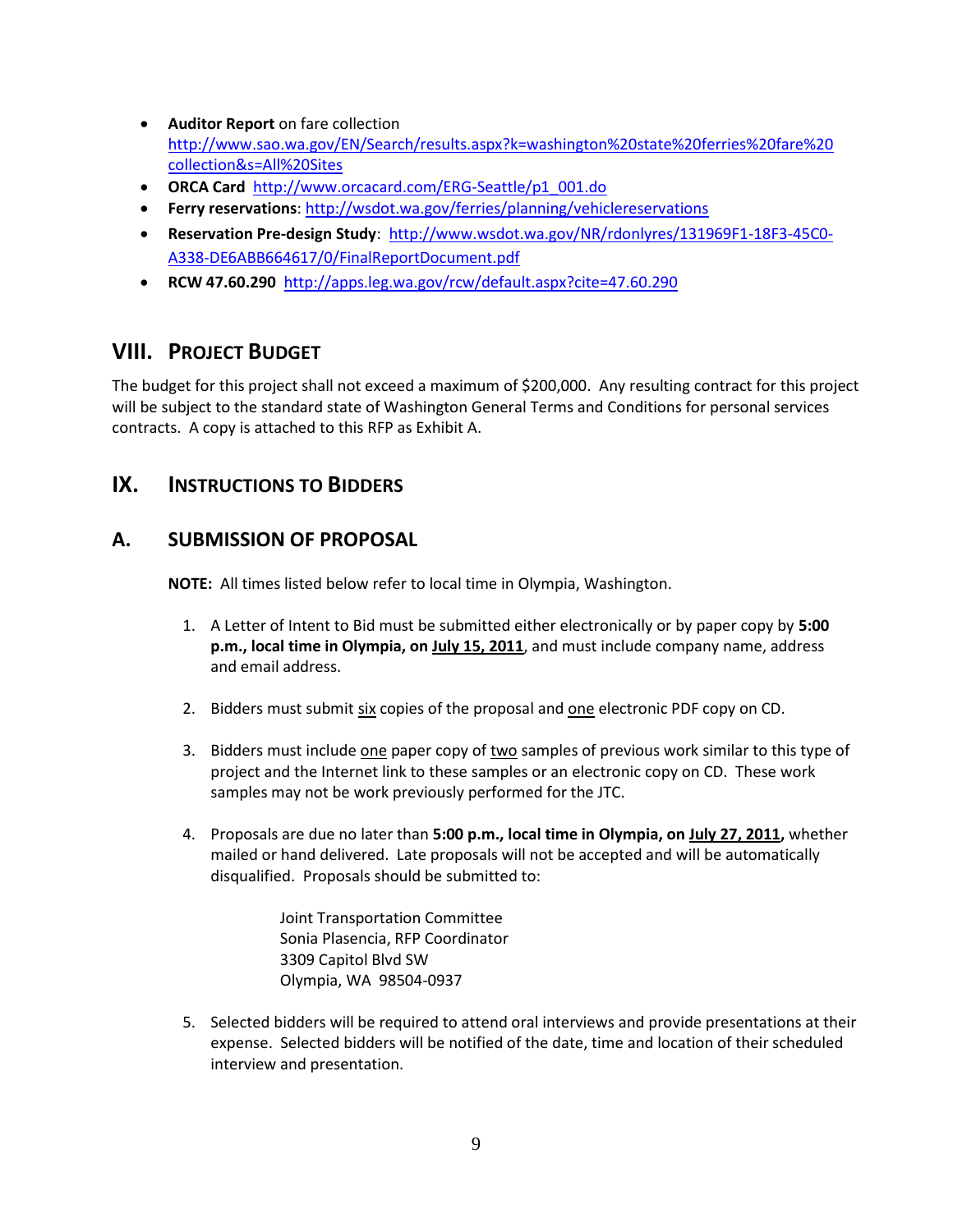- **Auditor Report** on fare collection http://www.sao.wa.gov/EN/Search/results.aspx?k=washington%20state%20ferries%20fare%20collection&s=All%20Sites
- **ORCA Card** http://www.orcacard.com/ERG-Seattle/p1_001.do
- **Ferry reservations**: http://wsdot.wa.gov/ferries/planning/vehiclereservations
- **Reservation Pre-design Study**: http://www.wsdot.wa.gov/NR/rdonlyres/131969F1-18F3-45C0-A338-DE6ABB664617/0/FinalReportDocument.pdf
- **RCW 47.60.290** http://apps.leg.wa.gov/rcw/default.aspx?cite=47.60.290

## VIII. PROJECT BUDGET

The budget for this project shall not exceed a maximum of $200,000. Any resulting contract for this project will be subject to the standard state of Washington General Terms and Conditions for personal services contracts. A copy is attached to this RFP as Exhibit A.

## IX. INSTRUCTIONS TO BIDDERS

## A. SUBMISSION OF PROPOSAL

**NOTE:** All times listed below refer to local time in Olympia, Washington.

1. A Letter of Intent to Bid must be submitted either electronically or by paper copy by **5:00 p.m., local time in Olympia, on July 15, 2011**, and must include company name, address and email address.

2. Bidders must submit six copies of the proposal and one electronic PDF copy on CD.

3. Bidders must include one paper copy of two samples of previous work similar to this type of project and the Internet link to these samples or an electronic copy on CD. These work samples may not be work previously performed for the JTC.

4. Proposals are due no later than **5:00 p.m., local time in Olympia, on July 27, 2011,** whether mailed or hand delivered. Late proposals will not be accepted and will be automatically disqualified. Proposals should be submitted to:

   Joint Transportation Committee
   Sonia Plasencia, RFP Coordinator
   3309 Capitol Blvd SW
   Olympia, WA 98504-0937

5. Selected bidders will be required to attend oral interviews and provide presentations at their expense. Selected bidders will be notified of the date, time and location of their scheduled interview and presentation.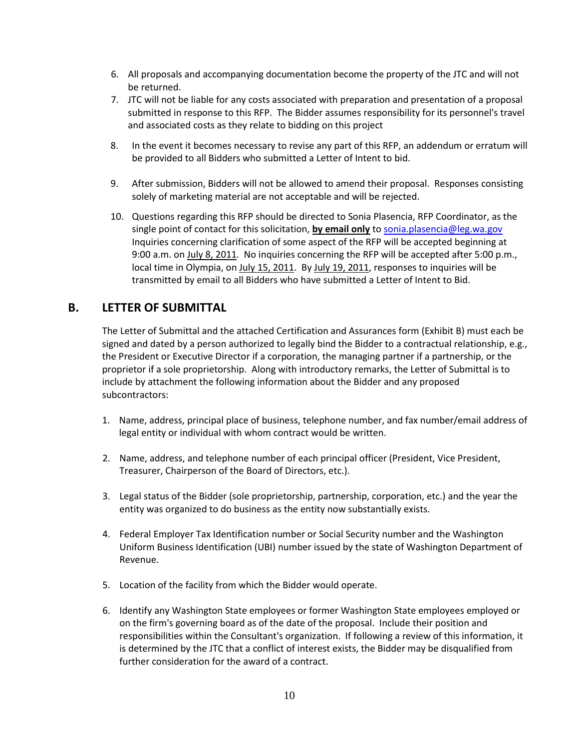6. All proposals and accompanying documentation become the property of the JTC and will not be returned.
7. JTC will not be liable for any costs associated with preparation and presentation of a proposal submitted in response to this RFP. The Bidder assumes responsibility for its personnel's travel and associated costs as they relate to bidding on this project
8. In the event it becomes necessary to revise any part of this RFP, an addendum or erratum will be provided to all Bidders who submitted a Letter of Intent to bid.
9. After submission, Bidders will not be allowed to amend their proposal. Responses consisting solely of marketing material are not acceptable and will be rejected.
10. Questions regarding this RFP should be directed to Sonia Plasencia, RFP Coordinator, as the single point of contact for this solicitation, **by email only** to sonia.plasencia@leg.wa.gov Inquiries concerning clarification of some aspect of the RFP will be accepted beginning at 9:00 a.m. on July 8, 2011. No inquiries concerning the RFP will be accepted after 5:00 p.m., local time in Olympia, on July 15, 2011. By July 19, 2011, responses to inquiries will be transmitted by email to all Bidders who have submitted a Letter of Intent to Bid.

## B. LETTER OF SUBMITTAL

The Letter of Submittal and the attached Certification and Assurances form (Exhibit B) must each be signed and dated by a person authorized to legally bind the Bidder to a contractual relationship, e.g., the President or Executive Director if a corporation, the managing partner if a partnership, or the proprietor if a sole proprietorship. Along with introductory remarks, the Letter of Submittal is to include by attachment the following information about the Bidder and any proposed subcontractors:

1. Name, address, principal place of business, telephone number, and fax number/email address of legal entity or individual with whom contract would be written.
2. Name, address, and telephone number of each principal officer (President, Vice President, Treasurer, Chairperson of the Board of Directors, etc.).
3. Legal status of the Bidder (sole proprietorship, partnership, corporation, etc.) and the year the entity was organized to do business as the entity now substantially exists.
4. Federal Employer Tax Identification number or Social Security number and the Washington Uniform Business Identification (UBI) number issued by the state of Washington Department of Revenue.
5. Location of the facility from which the Bidder would operate.
6. Identify any Washington State employees or former Washington State employees employed or on the firm's governing board as of the date of the proposal. Include their position and responsibilities within the Consultant's organization. If following a review of this information, it is determined by the JTC that a conflict of interest exists, the Bidder may be disqualified from further consideration for the award of a contract.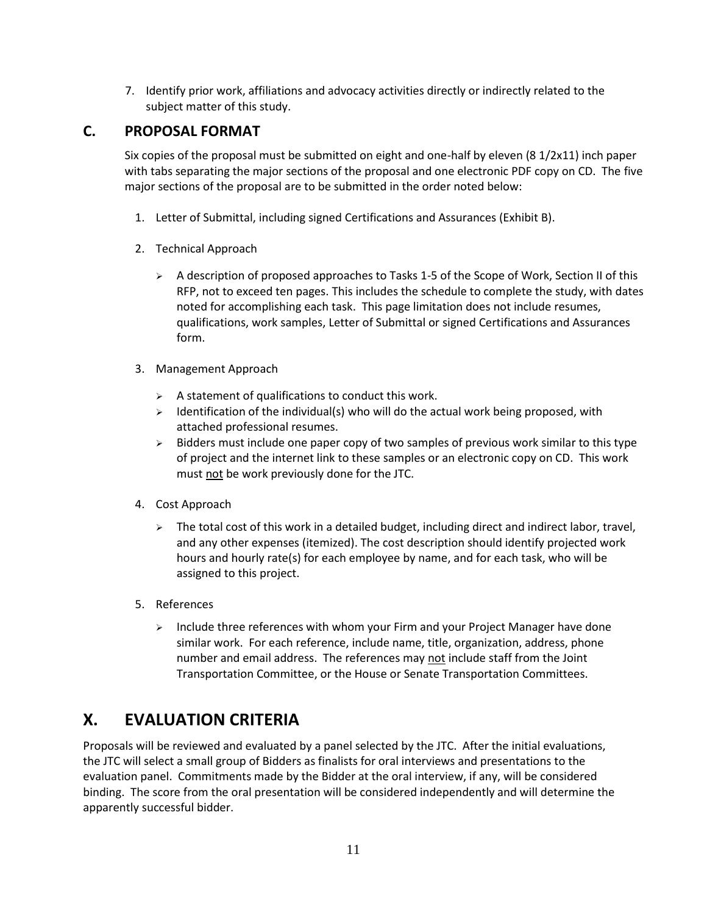7. Identify prior work, affiliations and advocacy activities directly or indirectly related to the subject matter of this study.

## C. PROPOSAL FORMAT

Six copies of the proposal must be submitted on eight and one-half by eleven (8 1/2x11) inch paper with tabs separating the major sections of the proposal and one electronic PDF copy on CD. The five major sections of the proposal are to be submitted in the order noted below:

1. Letter of Submittal, including signed Certifications and Assurances (Exhibit B).

2. Technical Approach

   - A description of proposed approaches to Tasks 1-5 of the Scope of Work, Section II of this RFP, not to exceed ten pages. This includes the schedule to complete the study, with dates noted for accomplishing each task. This page limitation does not include resumes, qualifications, work samples, Letter of Submittal or signed Certifications and Assurances form.

3. Management Approach

   - A statement of qualifications to conduct this work.
   - Identification of the individual(s) who will do the actual work being proposed, with attached professional resumes.
   - Bidders must include one paper copy of two samples of previous work similar to this type of project and the internet link to these samples or an electronic copy on CD. This work must <u>not</u> be work previously done for the JTC.

4. Cost Approach

   - The total cost of this work in a detailed budget, including direct and indirect labor, travel, and any other expenses (itemized). The cost description should identify projected work hours and hourly rate(s) for each employee by name, and for each task, who will be assigned to this project.

5. References

   - Include three references with whom your Firm and your Project Manager have done similar work. For each reference, include name, title, organization, address, phone number and email address. The references may <u>not</u> include staff from the Joint Transportation Committee, or the House or Senate Transportation Committees.

# X. EVALUATION CRITERIA

Proposals will be reviewed and evaluated by a panel selected by the JTC. After the initial evaluations, the JTC will select a small group of Bidders as finalists for oral interviews and presentations to the evaluation panel. Commitments made by the Bidder at the oral interview, if any, will be considered binding. The score from the oral presentation will be considered independently and will determine the apparently successful bidder.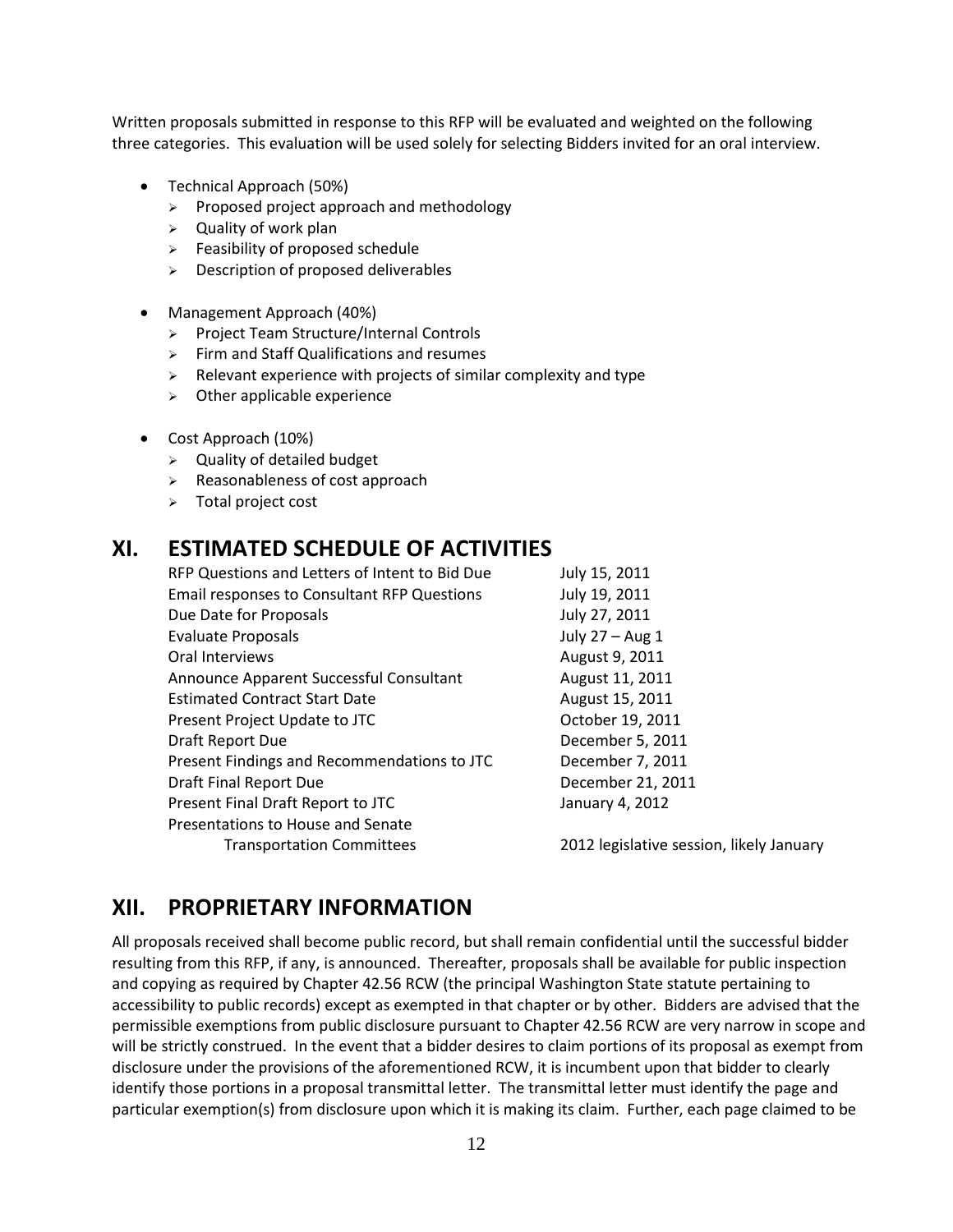Written proposals submitted in response to this RFP will be evaluated and weighted on the following three categories. This evaluation will be used solely for selecting Bidders invited for an oral interview.

- Technical Approach (50%)
  - Proposed project approach and methodology
  - Quality of work plan
  - Feasibility of proposed schedule
  - Description of proposed deliverables
- Management Approach (40%)
  - Project Team Structure/Internal Controls
  - Firm and Staff Qualifications and resumes
  - Relevant experience with projects of similar complexity and type
  - Other applicable experience
- Cost Approach (10%)
  - Quality of detailed budget
  - Reasonableness of cost approach
  - Total project cost

# XI. ESTIMATED SCHEDULE OF ACTIVITIES

| Activity | Date |
|---|---|
| RFP Questions and Letters of Intent to Bid Due | July 15, 2011 |
| Email responses to Consultant RFP Questions | July 19, 2011 |
| Due Date for Proposals | July 27, 2011 |
| Evaluate Proposals | July 27 – Aug 1 |
| Oral Interviews | August 9, 2011 |
| Announce Apparent Successful Consultant | August 11, 2011 |
| Estimated Contract Start Date | August 15, 2011 |
| Present Project Update to JTC | October 19, 2011 |
| Draft Report Due | December 5, 2011 |
| Present Findings and Recommendations to JTC | December 7, 2011 |
| Draft Final Report Due | December 21, 2011 |
| Present Final Draft Report to JTC | January 4, 2012 |
| Presentations to House and Senate Transportation Committees | 2012 legislative session, likely January |

# XII. PROPRIETARY INFORMATION

All proposals received shall become public record, but shall remain confidential until the successful bidder resulting from this RFP, if any, is announced. Thereafter, proposals shall be available for public inspection and copying as required by Chapter 42.56 RCW (the principal Washington State statute pertaining to accessibility to public records) except as exempted in that chapter or by other. Bidders are advised that the permissible exemptions from public disclosure pursuant to Chapter 42.56 RCW are very narrow in scope and will be strictly construed. In the event that a bidder desires to claim portions of its proposal as exempt from disclosure under the provisions of the aforementioned RCW, it is incumbent upon that bidder to clearly identify those portions in a proposal transmittal letter. The transmittal letter must identify the page and particular exemption(s) from disclosure upon which it is making its claim. Further, each page claimed to be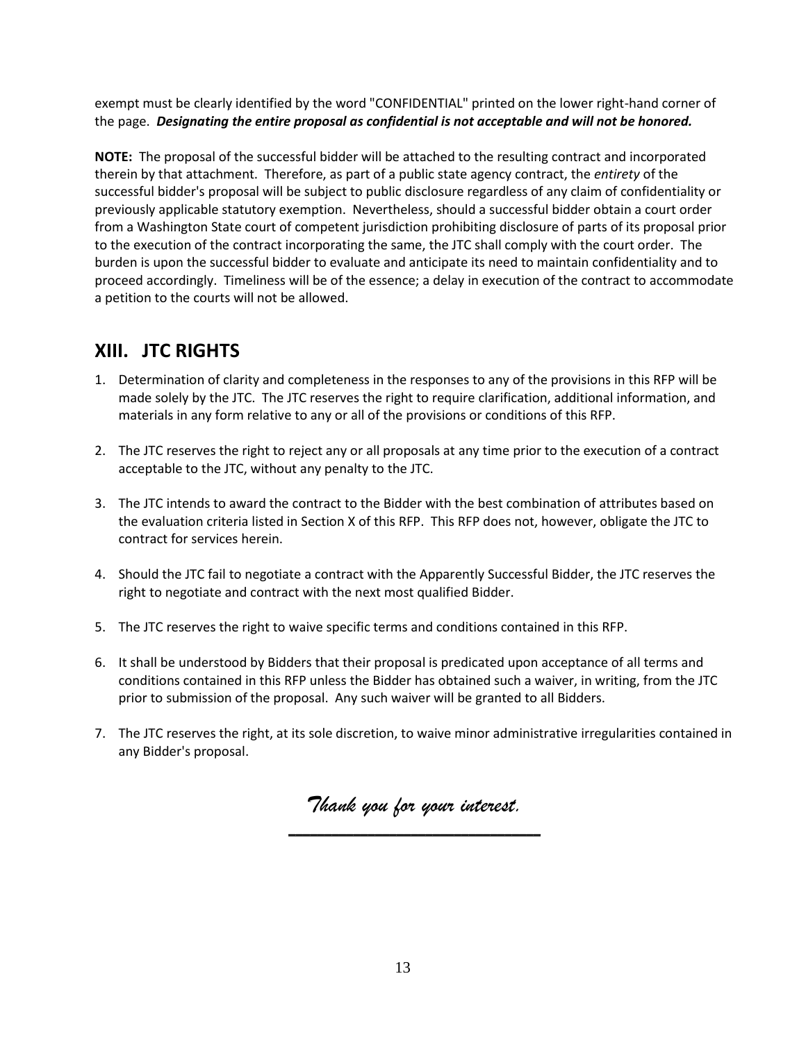exempt must be clearly identified by the word "CONFIDENTIAL" printed on the lower right-hand corner of the page. ***Designating the entire proposal as confidential is not acceptable and will not be honored.***

**NOTE:** The proposal of the successful bidder will be attached to the resulting contract and incorporated therein by that attachment. Therefore, as part of a public state agency contract, the *entirety* of the successful bidder's proposal will be subject to public disclosure regardless of any claim of confidentiality or previously applicable statutory exemption. Nevertheless, should a successful bidder obtain a court order from a Washington State court of competent jurisdiction prohibiting disclosure of parts of its proposal prior to the execution of the contract incorporating the same, the JTC shall comply with the court order. The burden is upon the successful bidder to evaluate and anticipate its need to maintain confidentiality and to proceed accordingly. Timeliness will be of the essence; a delay in execution of the contract to accommodate a petition to the courts will not be allowed.

## XIII. JTC RIGHTS

1. Determination of clarity and completeness in the responses to any of the provisions in this RFP will be made solely by the JTC. The JTC reserves the right to require clarification, additional information, and materials in any form relative to any or all of the provisions or conditions of this RFP.

2. The JTC reserves the right to reject any or all proposals at any time prior to the execution of a contract acceptable to the JTC, without any penalty to the JTC.

3. The JTC intends to award the contract to the Bidder with the best combination of attributes based on the evaluation criteria listed in Section X of this RFP. This RFP does not, however, obligate the JTC to contract for services herein.

4. Should the JTC fail to negotiate a contract with the Apparently Successful Bidder, the JTC reserves the right to negotiate and contract with the next most qualified Bidder.

5. The JTC reserves the right to waive specific terms and conditions contained in this RFP.

6. It shall be understood by Bidders that their proposal is predicated upon acceptance of all terms and conditions contained in this RFP unless the Bidder has obtained such a waiver, in writing, from the JTC prior to submission of the proposal. Any such waiver will be granted to all Bidders.

7. The JTC reserves the right, at its sole discretion, to waive minor administrative irregularities contained in any Bidder's proposal.

*Thank you for your interest.*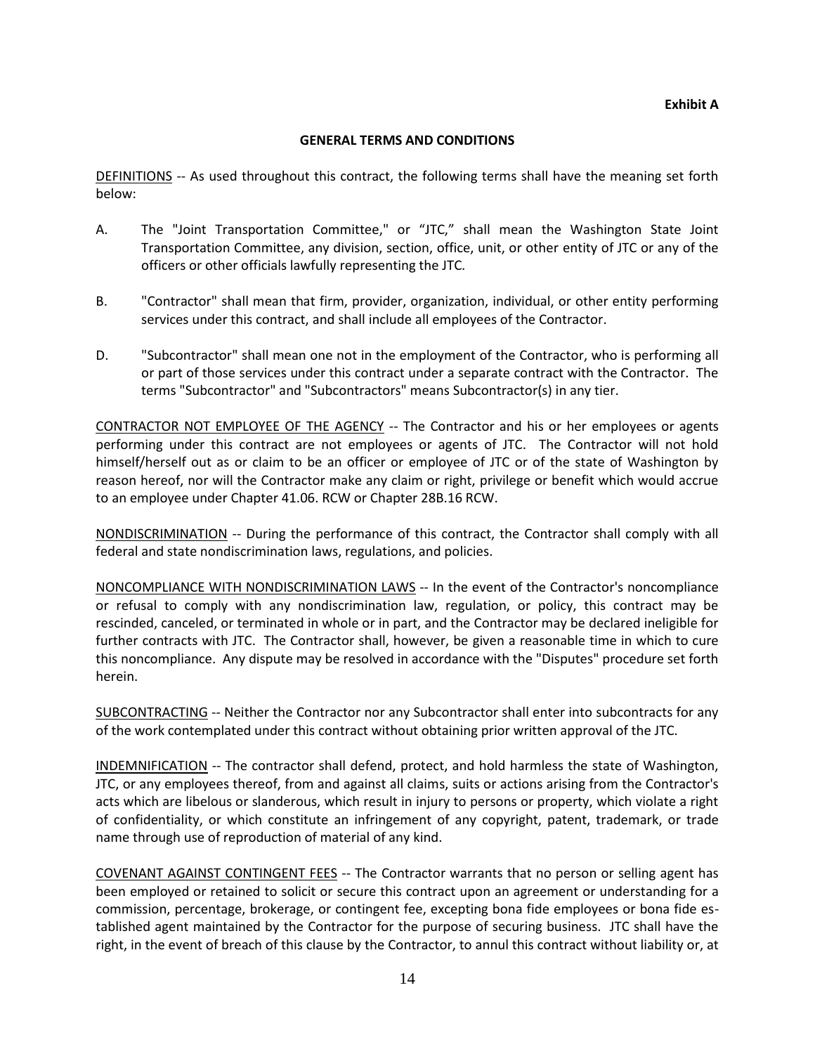**Exhibit A**

## GENERAL TERMS AND CONDITIONS

<u>DEFINITIONS</u> -- As used throughout this contract, the following terms shall have the meaning set forth below:

A. The "Joint Transportation Committee," or "JTC," shall mean the Washington State Joint Transportation Committee, any division, section, office, unit, or other entity of JTC or any of the officers or other officials lawfully representing the JTC.

B. "Contractor" shall mean that firm, provider, organization, individual, or other entity performing services under this contract, and shall include all employees of the Contractor.

D. "Subcontractor" shall mean one not in the employment of the Contractor, who is performing all or part of those services under this contract under a separate contract with the Contractor. The terms "Subcontractor" and "Subcontractors" means Subcontractor(s) in any tier.

<u>CONTRACTOR NOT EMPLOYEE OF THE AGENCY</u> -- The Contractor and his or her employees or agents performing under this contract are not employees or agents of JTC. The Contractor will not hold himself/herself out as or claim to be an officer or employee of JTC or of the state of Washington by reason hereof, nor will the Contractor make any claim or right, privilege or benefit which would accrue to an employee under Chapter 41.06. RCW or Chapter 28B.16 RCW.

<u>NONDISCRIMINATION</u> -- During the performance of this contract, the Contractor shall comply with all federal and state nondiscrimination laws, regulations, and policies.

<u>NONCOMPLIANCE WITH NONDISCRIMINATION LAWS</u> -- In the event of the Contractor's noncompliance or refusal to comply with any nondiscrimination law, regulation, or policy, this contract may be rescinded, canceled, or terminated in whole or in part, and the Contractor may be declared ineligible for further contracts with JTC. The Contractor shall, however, be given a reasonable time in which to cure this noncompliance. Any dispute may be resolved in accordance with the "Disputes" procedure set forth herein.

<u>SUBCONTRACTING</u> -- Neither the Contractor nor any Subcontractor shall enter into subcontracts for any of the work contemplated under this contract without obtaining prior written approval of the JTC.

<u>INDEMNIFICATION</u> -- The contractor shall defend, protect, and hold harmless the state of Washington, JTC, or any employees thereof, from and against all claims, suits or actions arising from the Contractor's acts which are libelous or slanderous, which result in injury to persons or property, which violate a right of confidentiality, or which constitute an infringement of any copyright, patent, trademark, or trade name through use of reproduction of material of any kind.

<u>COVENANT AGAINST CONTINGENT FEES</u> -- The Contractor warrants that no person or selling agent has been employed or retained to solicit or secure this contract upon an agreement or understanding for a commission, percentage, brokerage, or contingent fee, excepting bona fide employees or bona fide established agent maintained by the Contractor for the purpose of securing business. JTC shall have the right, in the event of breach of this clause by the Contractor, to annul this contract without liability or, at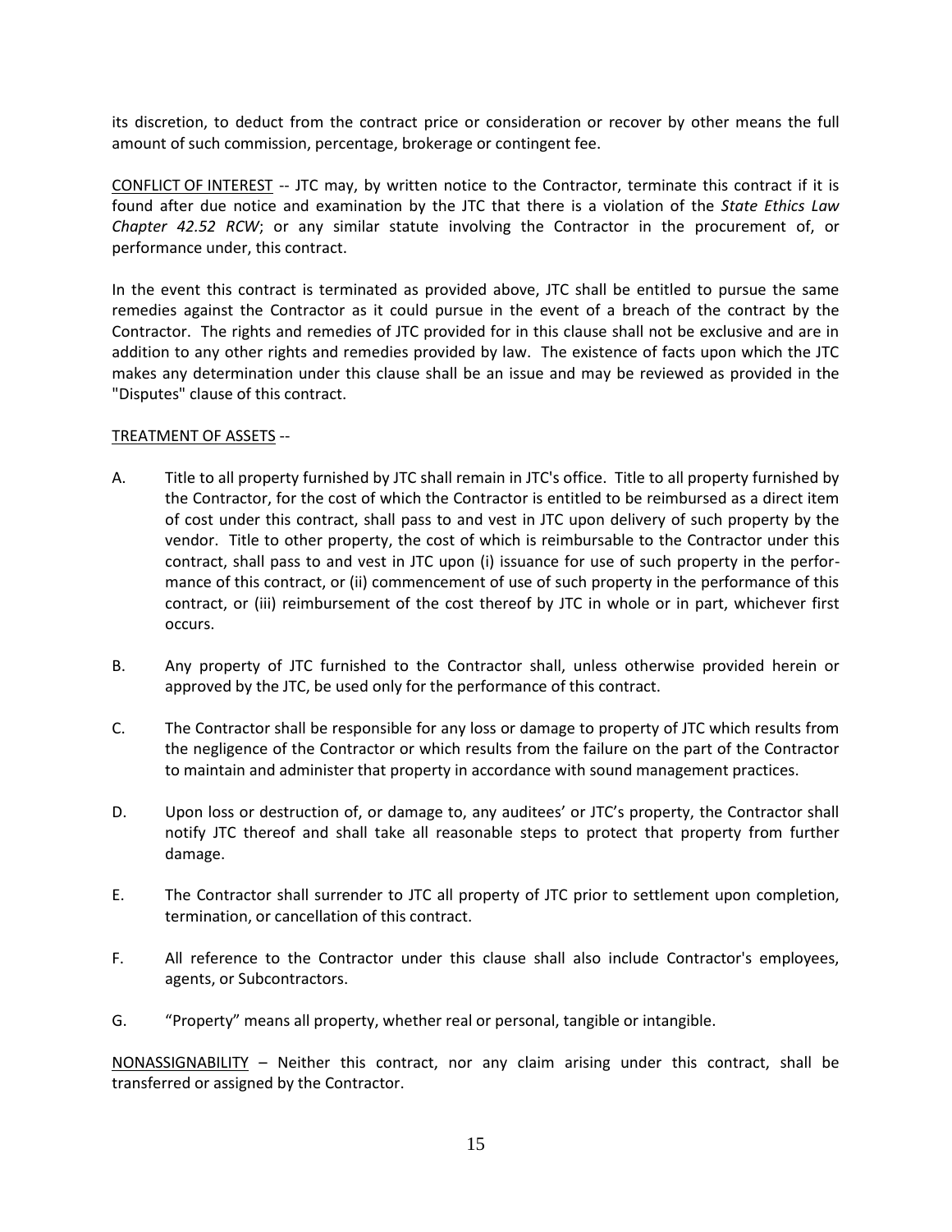its discretion, to deduct from the contract price or consideration or recover by other means the full amount of such commission, percentage, brokerage or contingent fee.

<u>CONFLICT OF INTEREST</u> -- JTC may, by written notice to the Contractor, terminate this contract if it is found after due notice and examination by the JTC that there is a violation of the *State Ethics Law Chapter 42.52 RCW*; or any similar statute involving the Contractor in the procurement of, or performance under, this contract.

In the event this contract is terminated as provided above, JTC shall be entitled to pursue the same remedies against the Contractor as it could pursue in the event of a breach of the contract by the Contractor. The rights and remedies of JTC provided for in this clause shall not be exclusive and are in addition to any other rights and remedies provided by law. The existence of facts upon which the JTC makes any determination under this clause shall be an issue and may be reviewed as provided in the "Disputes" clause of this contract.

<u>TREATMENT OF ASSETS</u> --

A. Title to all property furnished by JTC shall remain in JTC's office. Title to all property furnished by the Contractor, for the cost of which the Contractor is entitled to be reimbursed as a direct item of cost under this contract, shall pass to and vest in JTC upon delivery of such property by the vendor. Title to other property, the cost of which is reimbursable to the Contractor under this contract, shall pass to and vest in JTC upon (i) issuance for use of such property in the performance of this contract, or (ii) commencement of use of such property in the performance of this contract, or (iii) reimbursement of the cost thereof by JTC in whole or in part, whichever first occurs.

B. Any property of JTC furnished to the Contractor shall, unless otherwise provided herein or approved by the JTC, be used only for the performance of this contract.

C. The Contractor shall be responsible for any loss or damage to property of JTC which results from the negligence of the Contractor or which results from the failure on the part of the Contractor to maintain and administer that property in accordance with sound management practices.

D. Upon loss or destruction of, or damage to, any auditees' or JTC's property, the Contractor shall notify JTC thereof and shall take all reasonable steps to protect that property from further damage.

E. The Contractor shall surrender to JTC all property of JTC prior to settlement upon completion, termination, or cancellation of this contract.

F. All reference to the Contractor under this clause shall also include Contractor's employees, agents, or Subcontractors.

G. "Property" means all property, whether real or personal, tangible or intangible.

<u>NONASSIGNABILITY</u> – Neither this contract, nor any claim arising under this contract, shall be transferred or assigned by the Contractor.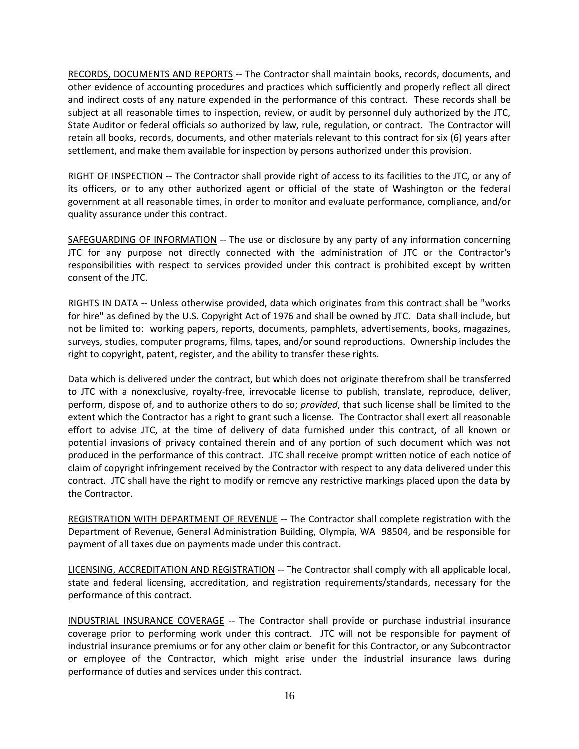RECORDS, DOCUMENTS AND REPORTS -- The Contractor shall maintain books, records, documents, and other evidence of accounting procedures and practices which sufficiently and properly reflect all direct and indirect costs of any nature expended in the performance of this contract. These records shall be subject at all reasonable times to inspection, review, or audit by personnel duly authorized by the JTC, State Auditor or federal officials so authorized by law, rule, regulation, or contract. The Contractor will retain all books, records, documents, and other materials relevant to this contract for six (6) years after settlement, and make them available for inspection by persons authorized under this provision.

RIGHT OF INSPECTION -- The Contractor shall provide right of access to its facilities to the JTC, or any of its officers, or to any other authorized agent or official of the state of Washington or the federal government at all reasonable times, in order to monitor and evaluate performance, compliance, and/or quality assurance under this contract.

SAFEGUARDING OF INFORMATION -- The use or disclosure by any party of any information concerning JTC for any purpose not directly connected with the administration of JTC or the Contractor's responsibilities with respect to services provided under this contract is prohibited except by written consent of the JTC.

RIGHTS IN DATA -- Unless otherwise provided, data which originates from this contract shall be "works for hire" as defined by the U.S. Copyright Act of 1976 and shall be owned by JTC. Data shall include, but not be limited to: working papers, reports, documents, pamphlets, advertisements, books, magazines, surveys, studies, computer programs, films, tapes, and/or sound reproductions. Ownership includes the right to copyright, patent, register, and the ability to transfer these rights.

Data which is delivered under the contract, but which does not originate therefrom shall be transferred to JTC with a nonexclusive, royalty-free, irrevocable license to publish, translate, reproduce, deliver, perform, dispose of, and to authorize others to do so; *provided*, that such license shall be limited to the extent which the Contractor has a right to grant such a license. The Contractor shall exert all reasonable effort to advise JTC, at the time of delivery of data furnished under this contract, of all known or potential invasions of privacy contained therein and of any portion of such document which was not produced in the performance of this contract. JTC shall receive prompt written notice of each notice of claim of copyright infringement received by the Contractor with respect to any data delivered under this contract. JTC shall have the right to modify or remove any restrictive markings placed upon the data by the Contractor.

REGISTRATION WITH DEPARTMENT OF REVENUE -- The Contractor shall complete registration with the Department of Revenue, General Administration Building, Olympia, WA 98504, and be responsible for payment of all taxes due on payments made under this contract.

LICENSING, ACCREDITATION AND REGISTRATION -- The Contractor shall comply with all applicable local, state and federal licensing, accreditation, and registration requirements/standards, necessary for the performance of this contract.

INDUSTRIAL INSURANCE COVERAGE -- The Contractor shall provide or purchase industrial insurance coverage prior to performing work under this contract. JTC will not be responsible for payment of industrial insurance premiums or for any other claim or benefit for this Contractor, or any Subcontractor or employee of the Contractor, which might arise under the industrial insurance laws during performance of duties and services under this contract.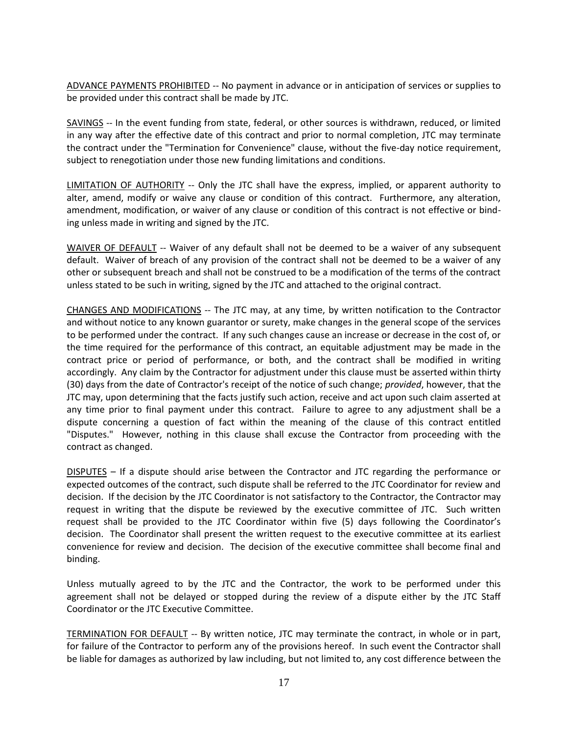ADVANCE PAYMENTS PROHIBITED -- No payment in advance or in anticipation of services or supplies to be provided under this contract shall be made by JTC.

SAVINGS -- In the event funding from state, federal, or other sources is withdrawn, reduced, or limited in any way after the effective date of this contract and prior to normal completion, JTC may terminate the contract under the "Termination for Convenience" clause, without the five-day notice requirement, subject to renegotiation under those new funding limitations and conditions.

LIMITATION OF AUTHORITY -- Only the JTC shall have the express, implied, or apparent authority to alter, amend, modify or waive any clause or condition of this contract. Furthermore, any alteration, amendment, modification, or waiver of any clause or condition of this contract is not effective or binding unless made in writing and signed by the JTC.

WAIVER OF DEFAULT -- Waiver of any default shall not be deemed to be a waiver of any subsequent default. Waiver of breach of any provision of the contract shall not be deemed to be a waiver of any other or subsequent breach and shall not be construed to be a modification of the terms of the contract unless stated to be such in writing, signed by the JTC and attached to the original contract.

CHANGES AND MODIFICATIONS -- The JTC may, at any time, by written notification to the Contractor and without notice to any known guarantor or surety, make changes in the general scope of the services to be performed under the contract. If any such changes cause an increase or decrease in the cost of, or the time required for the performance of this contract, an equitable adjustment may be made in the contract price or period of performance, or both, and the contract shall be modified in writing accordingly. Any claim by the Contractor for adjustment under this clause must be asserted within thirty (30) days from the date of Contractor's receipt of the notice of such change; *provided*, however, that the JTC may, upon determining that the facts justify such action, receive and act upon such claim asserted at any time prior to final payment under this contract. Failure to agree to any adjustment shall be a dispute concerning a question of fact within the meaning of the clause of this contract entitled "Disputes." However, nothing in this clause shall excuse the Contractor from proceeding with the contract as changed.

DISPUTES – If a dispute should arise between the Contractor and JTC regarding the performance or expected outcomes of the contract, such dispute shall be referred to the JTC Coordinator for review and decision. If the decision by the JTC Coordinator is not satisfactory to the Contractor, the Contractor may request in writing that the dispute be reviewed by the executive committee of JTC. Such written request shall be provided to the JTC Coordinator within five (5) days following the Coordinator's decision. The Coordinator shall present the written request to the executive committee at its earliest convenience for review and decision. The decision of the executive committee shall become final and binding.

Unless mutually agreed to by the JTC and the Contractor, the work to be performed under this agreement shall not be delayed or stopped during the review of a dispute either by the JTC Staff Coordinator or the JTC Executive Committee.

TERMINATION FOR DEFAULT -- By written notice, JTC may terminate the contract, in whole or in part, for failure of the Contractor to perform any of the provisions hereof. In such event the Contractor shall be liable for damages as authorized by law including, but not limited to, any cost difference between the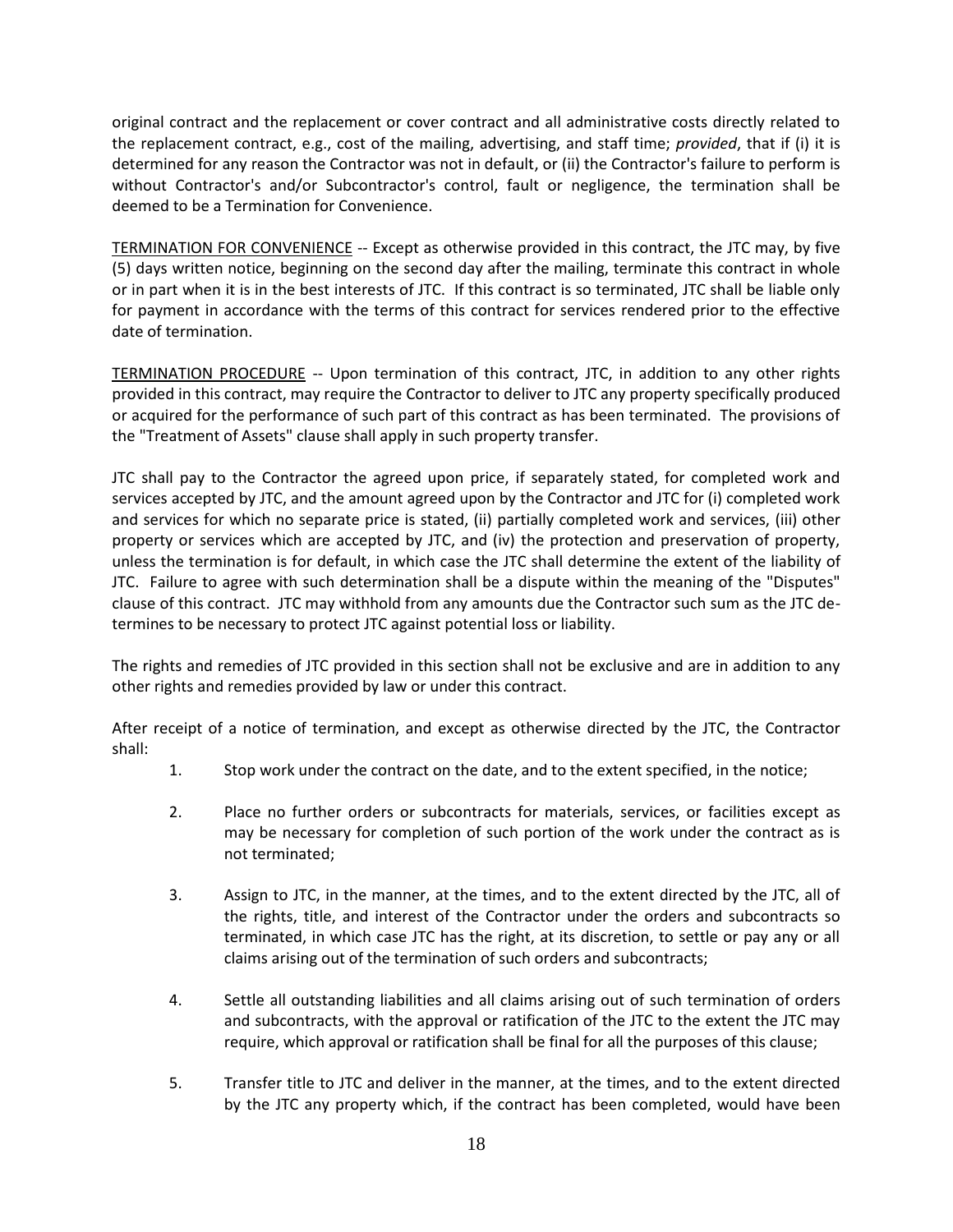original contract and the replacement or cover contract and all administrative costs directly related to the replacement contract, e.g., cost of the mailing, advertising, and staff time; *provided*, that if (i) it is determined for any reason the Contractor was not in default, or (ii) the Contractor's failure to perform is without Contractor's and/or Subcontractor's control, fault or negligence, the termination shall be deemed to be a Termination for Convenience.

<u>TERMINATION FOR CONVENIENCE</u> -- Except as otherwise provided in this contract, the JTC may, by five (5) days written notice, beginning on the second day after the mailing, terminate this contract in whole or in part when it is in the best interests of JTC. If this contract is so terminated, JTC shall be liable only for payment in accordance with the terms of this contract for services rendered prior to the effective date of termination.

<u>TERMINATION PROCEDURE</u> -- Upon termination of this contract, JTC, in addition to any other rights provided in this contract, may require the Contractor to deliver to JTC any property specifically produced or acquired for the performance of such part of this contract as has been terminated. The provisions of the "Treatment of Assets" clause shall apply in such property transfer.

JTC shall pay to the Contractor the agreed upon price, if separately stated, for completed work and services accepted by JTC, and the amount agreed upon by the Contractor and JTC for (i) completed work and services for which no separate price is stated, (ii) partially completed work and services, (iii) other property or services which are accepted by JTC, and (iv) the protection and preservation of property, unless the termination is for default, in which case the JTC shall determine the extent of the liability of JTC. Failure to agree with such determination shall be a dispute within the meaning of the "Disputes" clause of this contract. JTC may withhold from any amounts due the Contractor such sum as the JTC determines to be necessary to protect JTC against potential loss or liability.

The rights and remedies of JTC provided in this section shall not be exclusive and are in addition to any other rights and remedies provided by law or under this contract.

After receipt of a notice of termination, and except as otherwise directed by the JTC, the Contractor shall:

1. Stop work under the contract on the date, and to the extent specified, in the notice;

2. Place no further orders or subcontracts for materials, services, or facilities except as may be necessary for completion of such portion of the work under the contract as is not terminated;

3. Assign to JTC, in the manner, at the times, and to the extent directed by the JTC, all of the rights, title, and interest of the Contractor under the orders and subcontracts so terminated, in which case JTC has the right, at its discretion, to settle or pay any or all claims arising out of the termination of such orders and subcontracts;

4. Settle all outstanding liabilities and all claims arising out of such termination of orders and subcontracts, with the approval or ratification of the JTC to the extent the JTC may require, which approval or ratification shall be final for all the purposes of this clause;

5. Transfer title to JTC and deliver in the manner, at the times, and to the extent directed by the JTC any property which, if the contract has been completed, would have been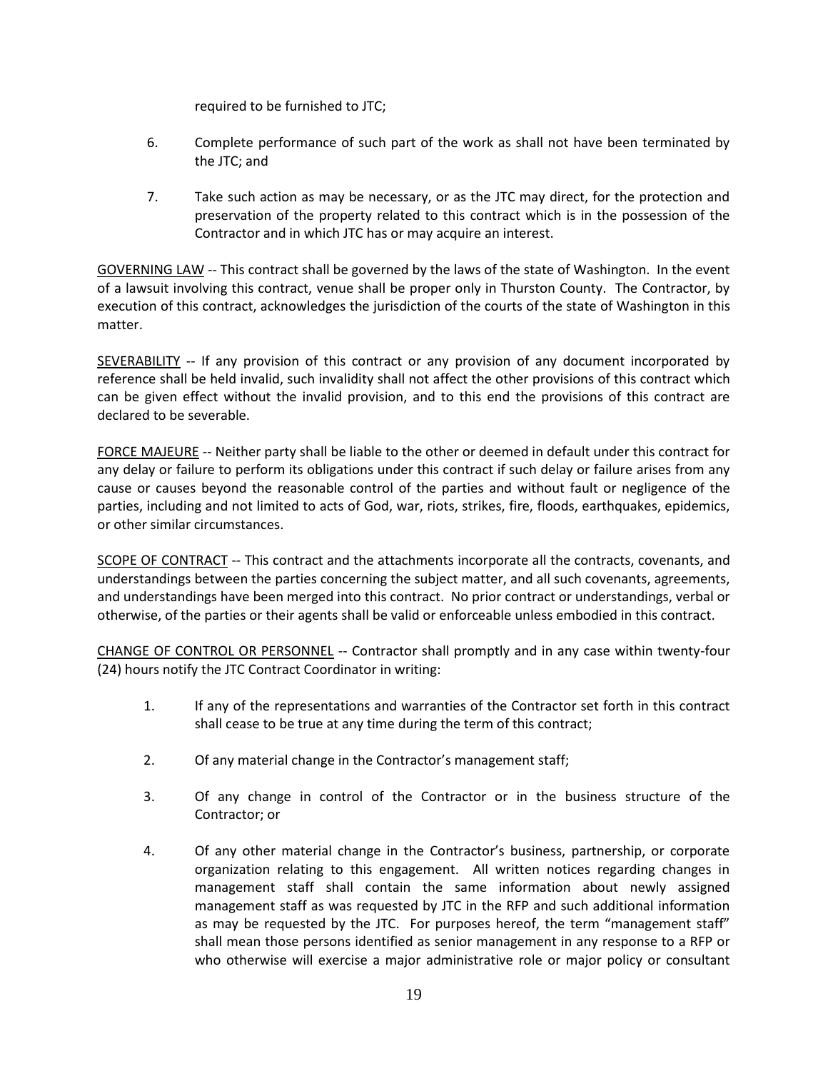required to be furnished to JTC;

6. Complete performance of such part of the work as shall not have been terminated by the JTC; and

7. Take such action as may be necessary, or as the JTC may direct, for the protection and preservation of the property related to this contract which is in the possession of the Contractor and in which JTC has or may acquire an interest.

<u>GOVERNING LAW</u> -- This contract shall be governed by the laws of the state of Washington. In the event of a lawsuit involving this contract, venue shall be proper only in Thurston County. The Contractor, by execution of this contract, acknowledges the jurisdiction of the courts of the state of Washington in this matter.

<u>SEVERABILITY</u> -- If any provision of this contract or any provision of any document incorporated by reference shall be held invalid, such invalidity shall not affect the other provisions of this contract which can be given effect without the invalid provision, and to this end the provisions of this contract are declared to be severable.

<u>FORCE MAJEURE</u> -- Neither party shall be liable to the other or deemed in default under this contract for any delay or failure to perform its obligations under this contract if such delay or failure arises from any cause or causes beyond the reasonable control of the parties and without fault or negligence of the parties, including and not limited to acts of God, war, riots, strikes, fire, floods, earthquakes, epidemics, or other similar circumstances.

<u>SCOPE OF CONTRACT</u> -- This contract and the attachments incorporate all the contracts, covenants, and understandings between the parties concerning the subject matter, and all such covenants, agreements, and understandings have been merged into this contract. No prior contract or understandings, verbal or otherwise, of the parties or their agents shall be valid or enforceable unless embodied in this contract.

<u>CHANGE OF CONTROL OR PERSONNEL</u> -- Contractor shall promptly and in any case within twenty-four (24) hours notify the JTC Contract Coordinator in writing:

1. If any of the representations and warranties of the Contractor set forth in this contract shall cease to be true at any time during the term of this contract;

2. Of any material change in the Contractor's management staff;

3. Of any change in control of the Contractor or in the business structure of the Contractor; or

4. Of any other material change in the Contractor's business, partnership, or corporate organization relating to this engagement. All written notices regarding changes in management staff shall contain the same information about newly assigned management staff as was requested by JTC in the RFP and such additional information as may be requested by the JTC. For purposes hereof, the term "management staff" shall mean those persons identified as senior management in any response to a RFP or who otherwise will exercise a major administrative role or major policy or consultant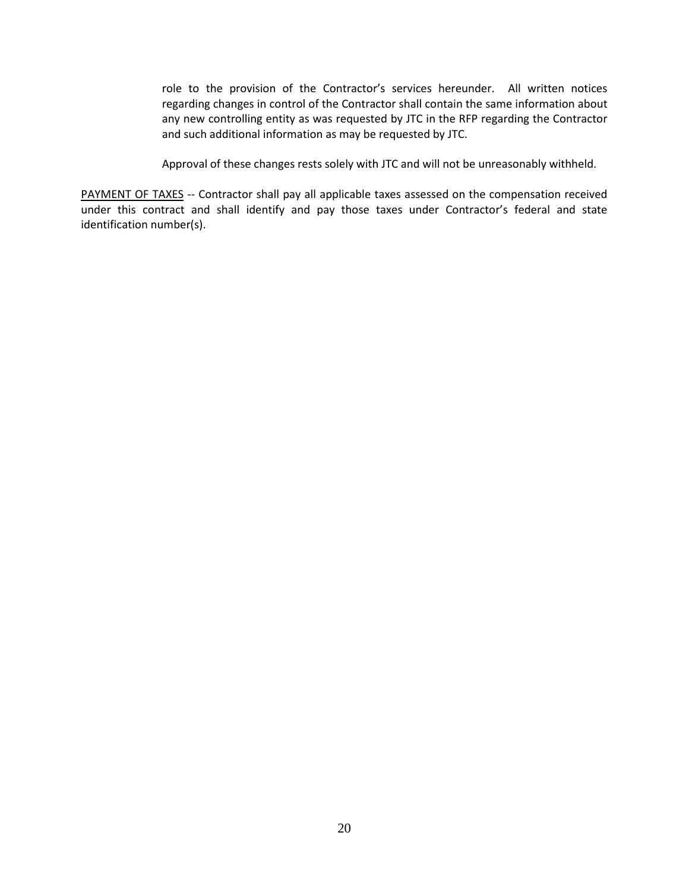role to the provision of the Contractor's services hereunder. All written notices regarding changes in control of the Contractor shall contain the same information about any new controlling entity as was requested by JTC in the RFP regarding the Contractor and such additional information as may be requested by JTC.

Approval of these changes rests solely with JTC and will not be unreasonably withheld.

<u>PAYMENT OF TAXES</u> -- Contractor shall pay all applicable taxes assessed on the compensation received under this contract and shall identify and pay those taxes under Contractor's federal and state identification number(s).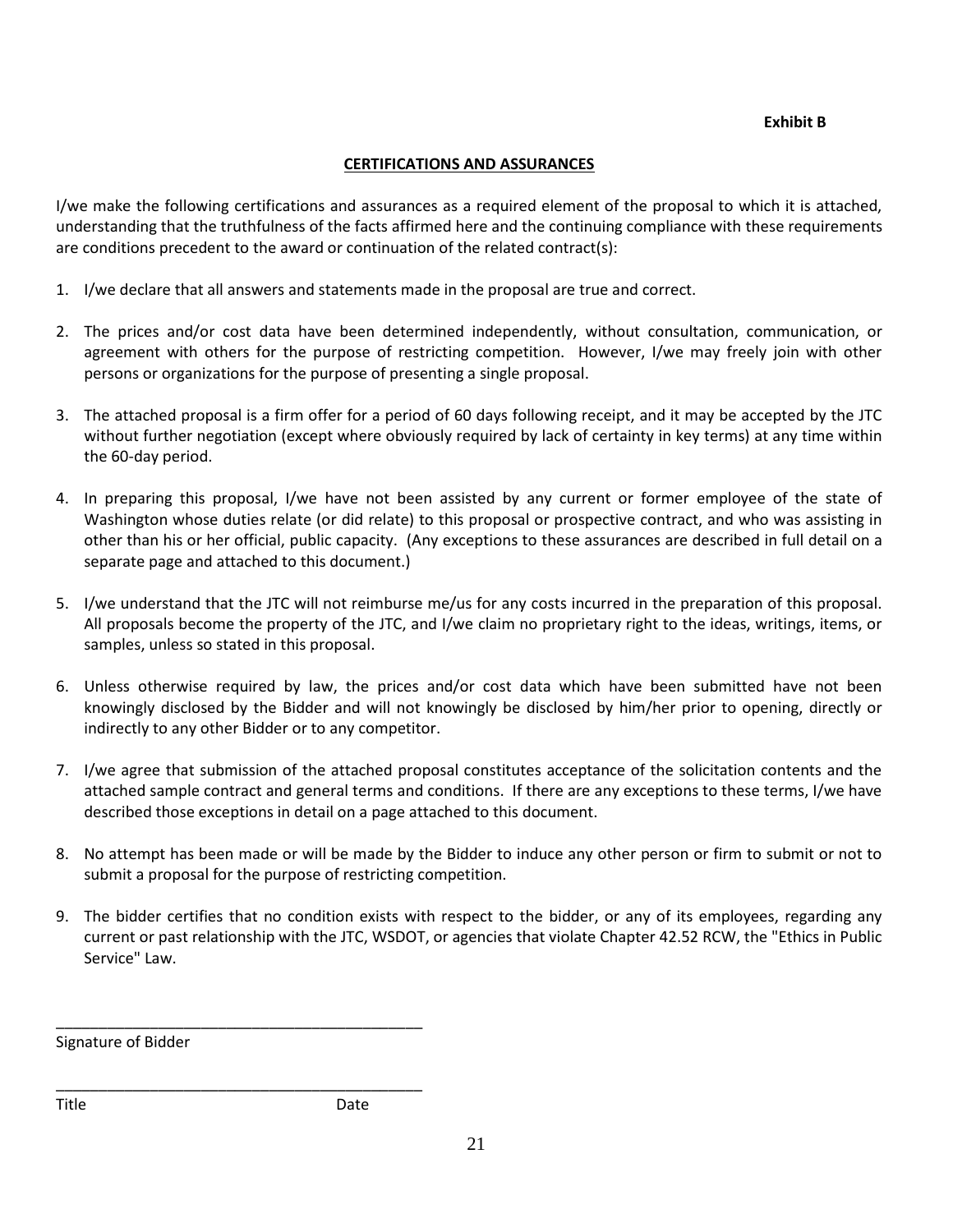**Exhibit B**

## CERTIFICATIONS AND ASSURANCES

I/we make the following certifications and assurances as a required element of the proposal to which it is attached, understanding that the truthfulness of the facts affirmed here and the continuing compliance with these requirements are conditions precedent to the award or continuation of the related contract(s):

1. I/we declare that all answers and statements made in the proposal are true and correct.

2. The prices and/or cost data have been determined independently, without consultation, communication, or agreement with others for the purpose of restricting competition. However, I/we may freely join with other persons or organizations for the purpose of presenting a single proposal.

3. The attached proposal is a firm offer for a period of 60 days following receipt, and it may be accepted by the JTC without further negotiation (except where obviously required by lack of certainty in key terms) at any time within the 60-day period.

4. In preparing this proposal, I/we have not been assisted by any current or former employee of the state of Washington whose duties relate (or did relate) to this proposal or prospective contract, and who was assisting in other than his or her official, public capacity. (Any exceptions to these assurances are described in full detail on a separate page and attached to this document.)

5. I/we understand that the JTC will not reimburse me/us for any costs incurred in the preparation of this proposal. All proposals become the property of the JTC, and I/we claim no proprietary right to the ideas, writings, items, or samples, unless so stated in this proposal.

6. Unless otherwise required by law, the prices and/or cost data which have been submitted have not been knowingly disclosed by the Bidder and will not knowingly be disclosed by him/her prior to opening, directly or indirectly to any other Bidder or to any competitor.

7. I/we agree that submission of the attached proposal constitutes acceptance of the solicitation contents and the attached sample contract and general terms and conditions. If there are any exceptions to these terms, I/we have described those exceptions in detail on a page attached to this document.

8. No attempt has been made or will be made by the Bidder to induce any other person or firm to submit or not to submit a proposal for the purpose of restricting competition.

9. The bidder certifies that no condition exists with respect to the bidder, or any of its employees, regarding any current or past relationship with the JTC, WSDOT, or agencies that violate Chapter 42.52 RCW, the "Ethics in Public Service" Law.

\_\_\_\_\_\_\_\_\_\_\_\_\_\_\_\_\_\_\_\_\_\_\_\_\_\_\_\_\_\_\_\_\_\_\_\_\_\_\_\_\_\_\_\_

Signature of Bidder

\_\_\_\_\_\_\_\_\_\_\_\_\_\_\_\_\_\_\_\_\_\_\_\_\_\_\_\_\_\_\_\_\_\_\_\_\_\_\_\_\_\_\_\_

Title Date